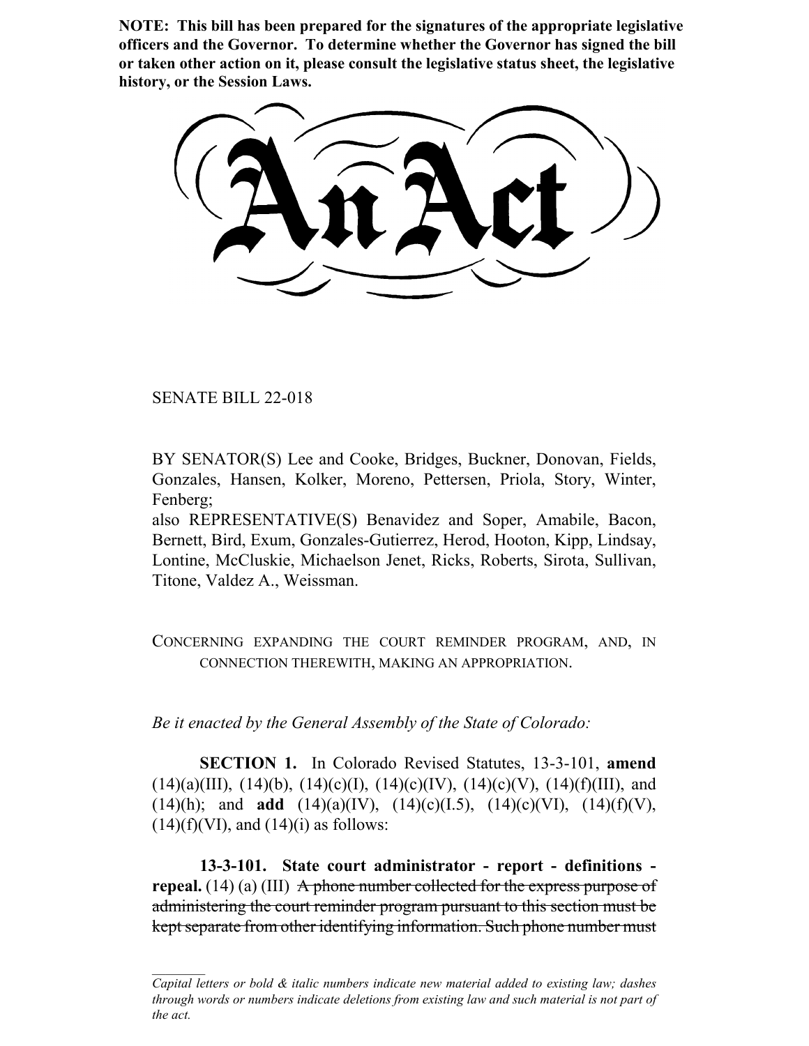**NOTE: This bill has been prepared for the signatures of the appropriate legislative officers and the Governor. To determine whether the Governor has signed the bill or taken other action on it, please consult the legislative status sheet, the legislative history, or the Session Laws.**

# An Act

SENATE BILL 22-018

BY SENATOR(S) Lee and Cooke, Bridges, Buckner, Donovan, Fields, Gonzales, Hansen, Kolker, Moreno, Pettersen, Priola, Story, Winter, Fenberg;
also REPRESENTATIVE(S) Benavidez and Soper, Amabile, Bacon, Bernett, Bird, Exum, Gonzales-Gutierrez, Herod, Hooton, Kipp, Lindsay, Lontine, McCluskie, Michaelson Jenet, Ricks, Roberts, Sirota, Sullivan, Titone, Valdez A., Weissman.

CONCERNING EXPANDING THE COURT REMINDER PROGRAM, AND, IN CONNECTION THEREWITH, MAKING AN APPROPRIATION.

*Be it enacted by the General Assembly of the State of Colorado:*

**SECTION 1.** In Colorado Revised Statutes, 13-3-101, **amend** (14)(a)(III), (14)(b), (14)(c)(I), (14)(c)(IV), (14)(c)(V), (14)(f)(III), and (14)(h); and **add** (14)(a)(IV), (14)(c)(I.5), (14)(c)(VI), (14)(f)(V), (14)(f)(VI), and (14)(i) as follows:

**13-3-101. State court administrator - report - definitions - repeal.** (14) (a) (III) ~~A phone number collected for the express purpose of administering the court reminder program pursuant to this section must be kept separate from other identifying information. Such phone number must~~

*Capital letters or bold & italic numbers indicate new material added to existing law; dashes through words or numbers indicate deletions from existing law and such material is not part of the act.*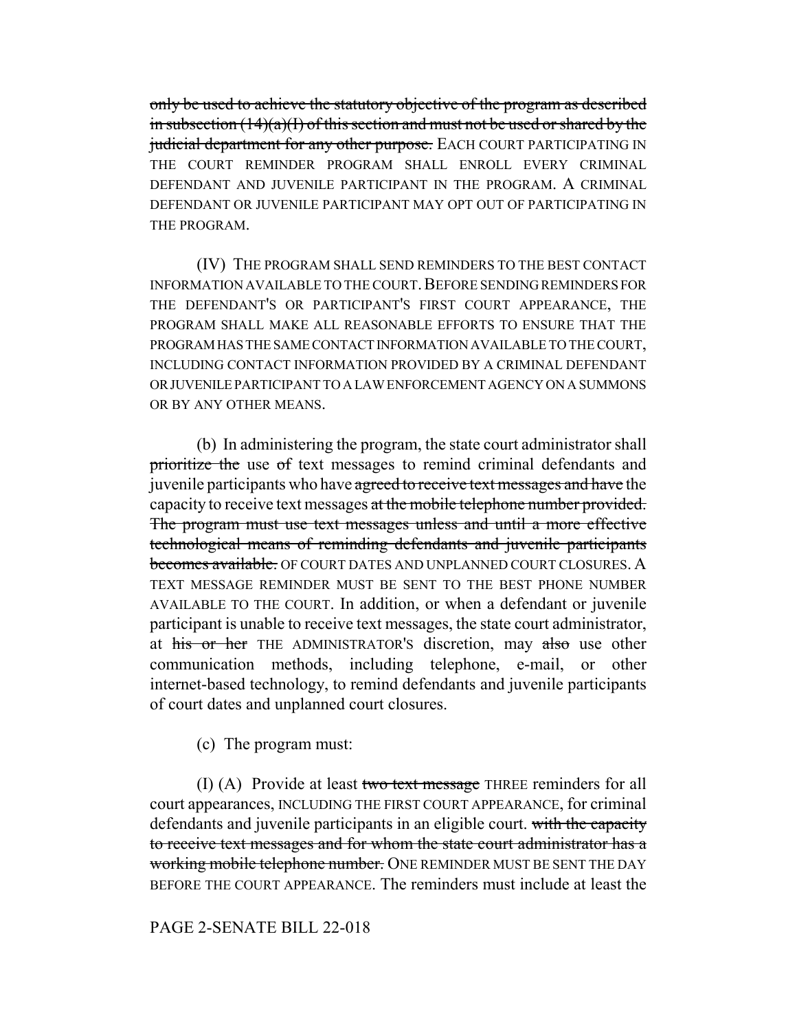~~only be used to achieve the statutory objective of the program as described in subsection (14)(a)(I) of this section and must not be used or shared by the judicial department for any other purpose.~~ EACH COURT PARTICIPATING IN THE COURT REMINDER PROGRAM SHALL ENROLL EVERY CRIMINAL DEFENDANT AND JUVENILE PARTICIPANT IN THE PROGRAM. A CRIMINAL DEFENDANT OR JUVENILE PARTICIPANT MAY OPT OUT OF PARTICIPATING IN THE PROGRAM.

(IV) THE PROGRAM SHALL SEND REMINDERS TO THE BEST CONTACT INFORMATION AVAILABLE TO THE COURT. BEFORE SENDING REMINDERS FOR THE DEFENDANT'S OR PARTICIPANT'S FIRST COURT APPEARANCE, THE PROGRAM SHALL MAKE ALL REASONABLE EFFORTS TO ENSURE THAT THE PROGRAM HAS THE SAME CONTACT INFORMATION AVAILABLE TO THE COURT, INCLUDING CONTACT INFORMATION PROVIDED BY A CRIMINAL DEFENDANT OR JUVENILE PARTICIPANT TO A LAW ENFORCEMENT AGENCY ON A SUMMONS OR BY ANY OTHER MEANS.

(b) In administering the program, the state court administrator shall ~~prioritize the~~ use ~~of~~ text messages to remind criminal defendants and juvenile participants who have ~~agreed to receive text messages and have~~ the capacity to receive text messages ~~at the mobile telephone number provided. The program must use text messages unless and until a more effective technological means of reminding defendants and juvenile participants becomes available.~~ OF COURT DATES AND UNPLANNED COURT CLOSURES. A TEXT MESSAGE REMINDER MUST BE SENT TO THE BEST PHONE NUMBER AVAILABLE TO THE COURT. In addition, or when a defendant or juvenile participant is unable to receive text messages, the state court administrator, at ~~his or her~~ THE ADMINISTRATOR'S discretion, may ~~also~~ use other communication methods, including telephone, e-mail, or other internet-based technology, to remind defendants and juvenile participants of court dates and unplanned court closures.

(c) The program must:

(I) (A) Provide at least ~~two text message~~ THREE reminders for all court appearances, INCLUDING THE FIRST COURT APPEARANCE, for criminal defendants and juvenile participants in an eligible court. ~~with the capacity to receive text messages and for whom the state court administrator has a working mobile telephone number.~~ ONE REMINDER MUST BE SENT THE DAY BEFORE THE COURT APPEARANCE. The reminders must include at least the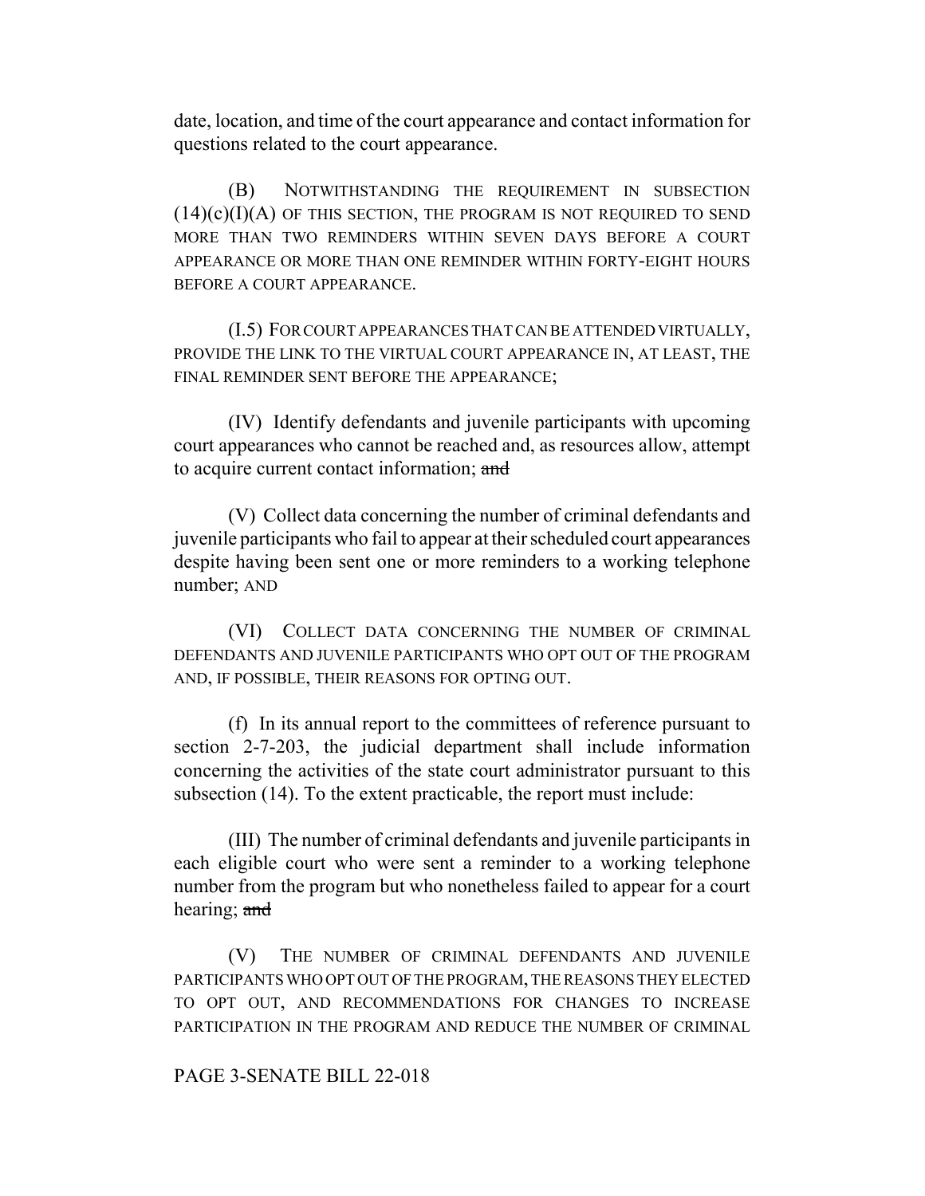date, location, and time of the court appearance and contact information for questions related to the court appearance.

(B) NOTWITHSTANDING THE REQUIREMENT IN SUBSECTION (14)(c)(I)(A) OF THIS SECTION, THE PROGRAM IS NOT REQUIRED TO SEND MORE THAN TWO REMINDERS WITHIN SEVEN DAYS BEFORE A COURT APPEARANCE OR MORE THAN ONE REMINDER WITHIN FORTY-EIGHT HOURS BEFORE A COURT APPEARANCE.

(I.5) FOR COURT APPEARANCES THAT CAN BE ATTENDED VIRTUALLY, PROVIDE THE LINK TO THE VIRTUAL COURT APPEARANCE IN, AT LEAST, THE FINAL REMINDER SENT BEFORE THE APPEARANCE;

(IV) Identify defendants and juvenile participants with upcoming court appearances who cannot be reached and, as resources allow, attempt to acquire current contact information; ~~and~~

(V) Collect data concerning the number of criminal defendants and juvenile participants who fail to appear at their scheduled court appearances despite having been sent one or more reminders to a working telephone number; AND

(VI) COLLECT DATA CONCERNING THE NUMBER OF CRIMINAL DEFENDANTS AND JUVENILE PARTICIPANTS WHO OPT OUT OF THE PROGRAM AND, IF POSSIBLE, THEIR REASONS FOR OPTING OUT.

(f) In its annual report to the committees of reference pursuant to section 2-7-203, the judicial department shall include information concerning the activities of the state court administrator pursuant to this subsection (14). To the extent practicable, the report must include:

(III) The number of criminal defendants and juvenile participants in each eligible court who were sent a reminder to a working telephone number from the program but who nonetheless failed to appear for a court hearing; ~~and~~

(V) THE NUMBER OF CRIMINAL DEFENDANTS AND JUVENILE PARTICIPANTS WHO OPT OUT OF THE PROGRAM, THE REASONS THEY ELECTED TO OPT OUT, AND RECOMMENDATIONS FOR CHANGES TO INCREASE PARTICIPATION IN THE PROGRAM AND REDUCE THE NUMBER OF CRIMINAL

PAGE 3-SENATE BILL 22-018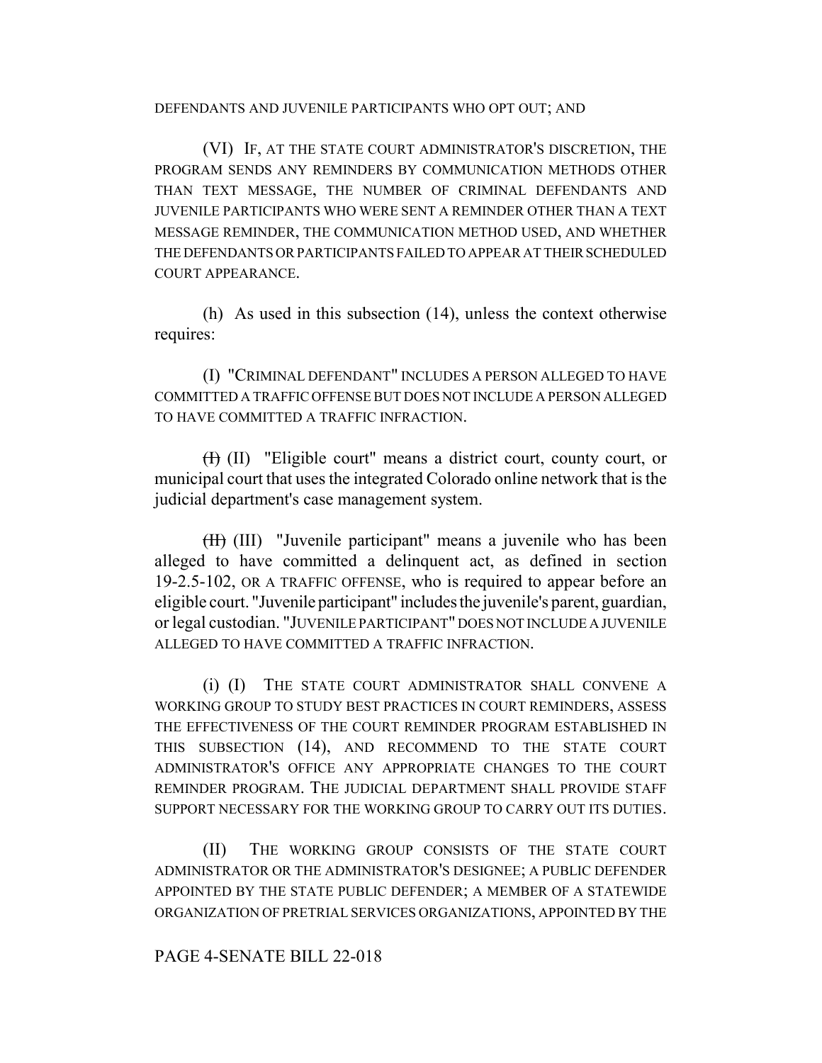DEFENDANTS AND JUVENILE PARTICIPANTS WHO OPT OUT; AND

(VI) IF, AT THE STATE COURT ADMINISTRATOR'S DISCRETION, THE PROGRAM SENDS ANY REMINDERS BY COMMUNICATION METHODS OTHER THAN TEXT MESSAGE, THE NUMBER OF CRIMINAL DEFENDANTS AND JUVENILE PARTICIPANTS WHO WERE SENT A REMINDER OTHER THAN A TEXT MESSAGE REMINDER, THE COMMUNICATION METHOD USED, AND WHETHER THE DEFENDANTS OR PARTICIPANTS FAILED TO APPEAR AT THEIR SCHEDULED COURT APPEARANCE.

(h) As used in this subsection (14), unless the context otherwise requires:

(I) "CRIMINAL DEFENDANT" INCLUDES A PERSON ALLEGED TO HAVE COMMITTED A TRAFFIC OFFENSE BUT DOES NOT INCLUDE A PERSON ALLEGED TO HAVE COMMITTED A TRAFFIC INFRACTION.

~~(I)~~ (II) "Eligible court" means a district court, county court, or municipal court that uses the integrated Colorado online network that is the judicial department's case management system.

~~(II)~~ (III) "Juvenile participant" means a juvenile who has been alleged to have committed a delinquent act, as defined in section 19-2.5-102, OR A TRAFFIC OFFENSE, who is required to appear before an eligible court. "Juvenile participant" includes the juvenile's parent, guardian, or legal custodian. "JUVENILE PARTICIPANT" DOES NOT INCLUDE A JUVENILE ALLEGED TO HAVE COMMITTED A TRAFFIC INFRACTION.

(i) (I) THE STATE COURT ADMINISTRATOR SHALL CONVENE A WORKING GROUP TO STUDY BEST PRACTICES IN COURT REMINDERS, ASSESS THE EFFECTIVENESS OF THE COURT REMINDER PROGRAM ESTABLISHED IN THIS SUBSECTION (14), AND RECOMMEND TO THE STATE COURT ADMINISTRATOR'S OFFICE ANY APPROPRIATE CHANGES TO THE COURT REMINDER PROGRAM. THE JUDICIAL DEPARTMENT SHALL PROVIDE STAFF SUPPORT NECESSARY FOR THE WORKING GROUP TO CARRY OUT ITS DUTIES.

(II) THE WORKING GROUP CONSISTS OF THE STATE COURT ADMINISTRATOR OR THE ADMINISTRATOR'S DESIGNEE; A PUBLIC DEFENDER APPOINTED BY THE STATE PUBLIC DEFENDER; A MEMBER OF A STATEWIDE ORGANIZATION OF PRETRIAL SERVICES ORGANIZATIONS, APPOINTED BY THE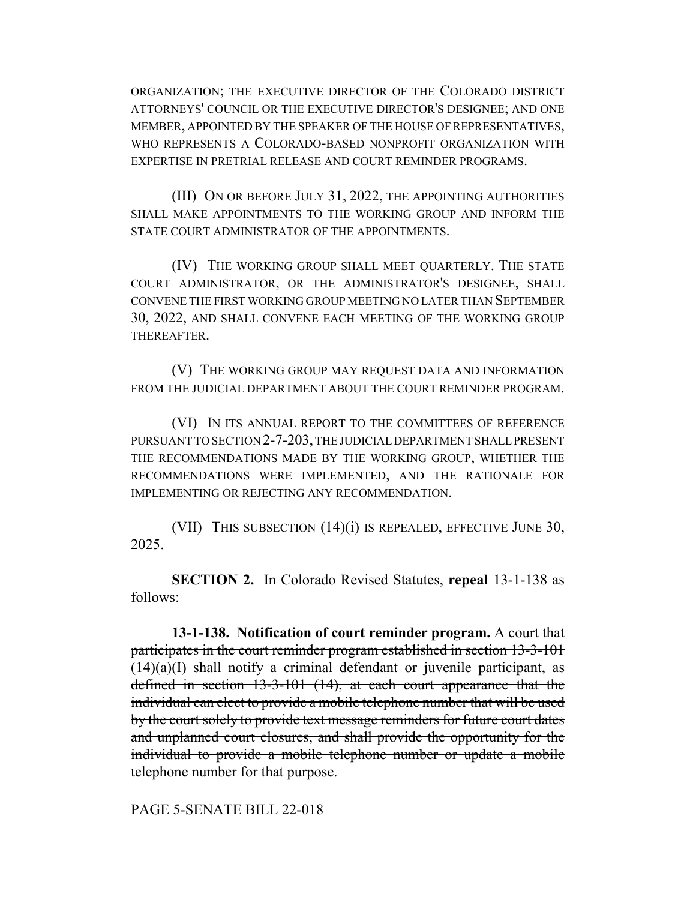ORGANIZATION; THE EXECUTIVE DIRECTOR OF THE COLORADO DISTRICT ATTORNEYS' COUNCIL OR THE EXECUTIVE DIRECTOR'S DESIGNEE; AND ONE MEMBER, APPOINTED BY THE SPEAKER OF THE HOUSE OF REPRESENTATIVES, WHO REPRESENTS A COLORADO-BASED NONPROFIT ORGANIZATION WITH EXPERTISE IN PRETRIAL RELEASE AND COURT REMINDER PROGRAMS.

(III) ON OR BEFORE JULY 31, 2022, THE APPOINTING AUTHORITIES SHALL MAKE APPOINTMENTS TO THE WORKING GROUP AND INFORM THE STATE COURT ADMINISTRATOR OF THE APPOINTMENTS.

(IV) THE WORKING GROUP SHALL MEET QUARTERLY. THE STATE COURT ADMINISTRATOR, OR THE ADMINISTRATOR'S DESIGNEE, SHALL CONVENE THE FIRST WORKING GROUP MEETING NO LATER THAN SEPTEMBER 30, 2022, AND SHALL CONVENE EACH MEETING OF THE WORKING GROUP THEREAFTER.

(V) THE WORKING GROUP MAY REQUEST DATA AND INFORMATION FROM THE JUDICIAL DEPARTMENT ABOUT THE COURT REMINDER PROGRAM.

(VI) IN ITS ANNUAL REPORT TO THE COMMITTEES OF REFERENCE PURSUANT TO SECTION 2-7-203, THE JUDICIAL DEPARTMENT SHALL PRESENT THE RECOMMENDATIONS MADE BY THE WORKING GROUP, WHETHER THE RECOMMENDATIONS WERE IMPLEMENTED, AND THE RATIONALE FOR IMPLEMENTING OR REJECTING ANY RECOMMENDATION.

(VII) THIS SUBSECTION (14)(i) IS REPEALED, EFFECTIVE JUNE 30, 2025.

**SECTION 2.** In Colorado Revised Statutes, **repeal** 13-1-138 as follows:

**13-1-138. Notification of court reminder program.** ~~A court that participates in the court reminder program established in section 13-3-101 (14)(a)(I) shall notify a criminal defendant or juvenile participant, as defined in section 13-3-101 (14), at each court appearance that the individual can elect to provide a mobile telephone number that will be used by the court solely to provide text message reminders for future court dates and unplanned court closures, and shall provide the opportunity for the individual to provide a mobile telephone number or update a mobile telephone number for that purpose.~~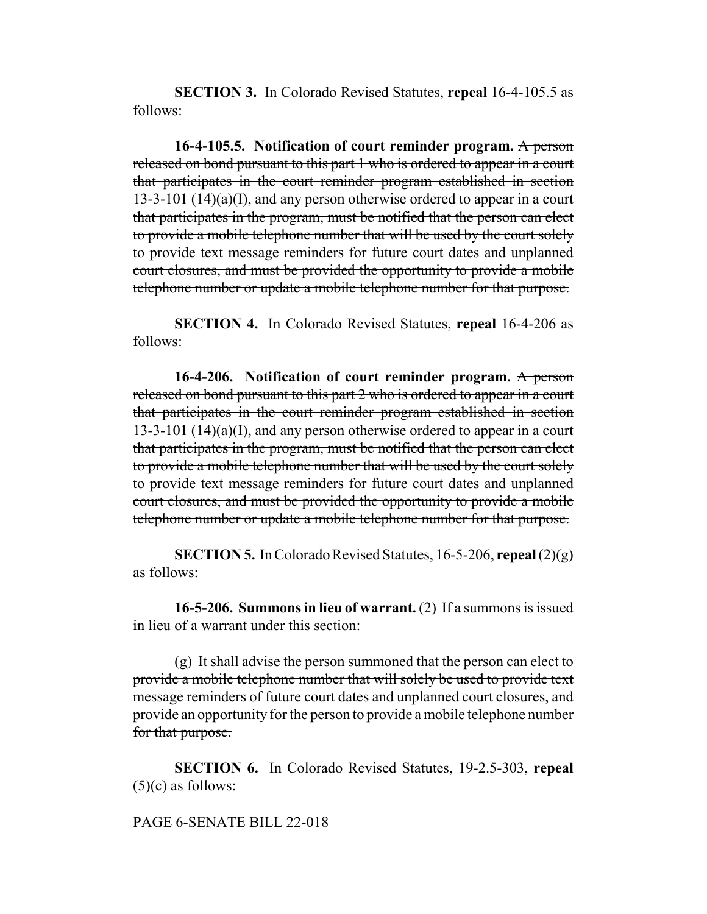**SECTION 3.** In Colorado Revised Statutes, **repeal** 16-4-105.5 as follows:

**16-4-105.5. Notification of court reminder program.** ~~A person released on bond pursuant to this part 1 who is ordered to appear in a court that participates in the court reminder program established in section 13-3-101 (14)(a)(I), and any person otherwise ordered to appear in a court that participates in the program, must be notified that the person can elect to provide a mobile telephone number that will be used by the court solely to provide text message reminders for future court dates and unplanned court closures, and must be provided the opportunity to provide a mobile telephone number or update a mobile telephone number for that purpose.~~

**SECTION 4.** In Colorado Revised Statutes, **repeal** 16-4-206 as follows:

**16-4-206. Notification of court reminder program.** ~~A person released on bond pursuant to this part 2 who is ordered to appear in a court that participates in the court reminder program established in section 13-3-101 (14)(a)(I), and any person otherwise ordered to appear in a court that participates in the program, must be notified that the person can elect to provide a mobile telephone number that will be used by the court solely to provide text message reminders for future court dates and unplanned court closures, and must be provided the opportunity to provide a mobile telephone number or update a mobile telephone number for that purpose.~~

**SECTION 5.** In Colorado Revised Statutes, 16-5-206, **repeal** (2)(g) as follows:

**16-5-206. Summons in lieu of warrant.** (2) If a summons is issued in lieu of a warrant under this section:

(g) ~~It shall advise the person summoned that the person can elect to provide a mobile telephone number that will solely be used to provide text message reminders of future court dates and unplanned court closures, and provide an opportunity for the person to provide a mobile telephone number for that purpose.~~

**SECTION 6.** In Colorado Revised Statutes, 19-2.5-303, **repeal** (5)(c) as follows: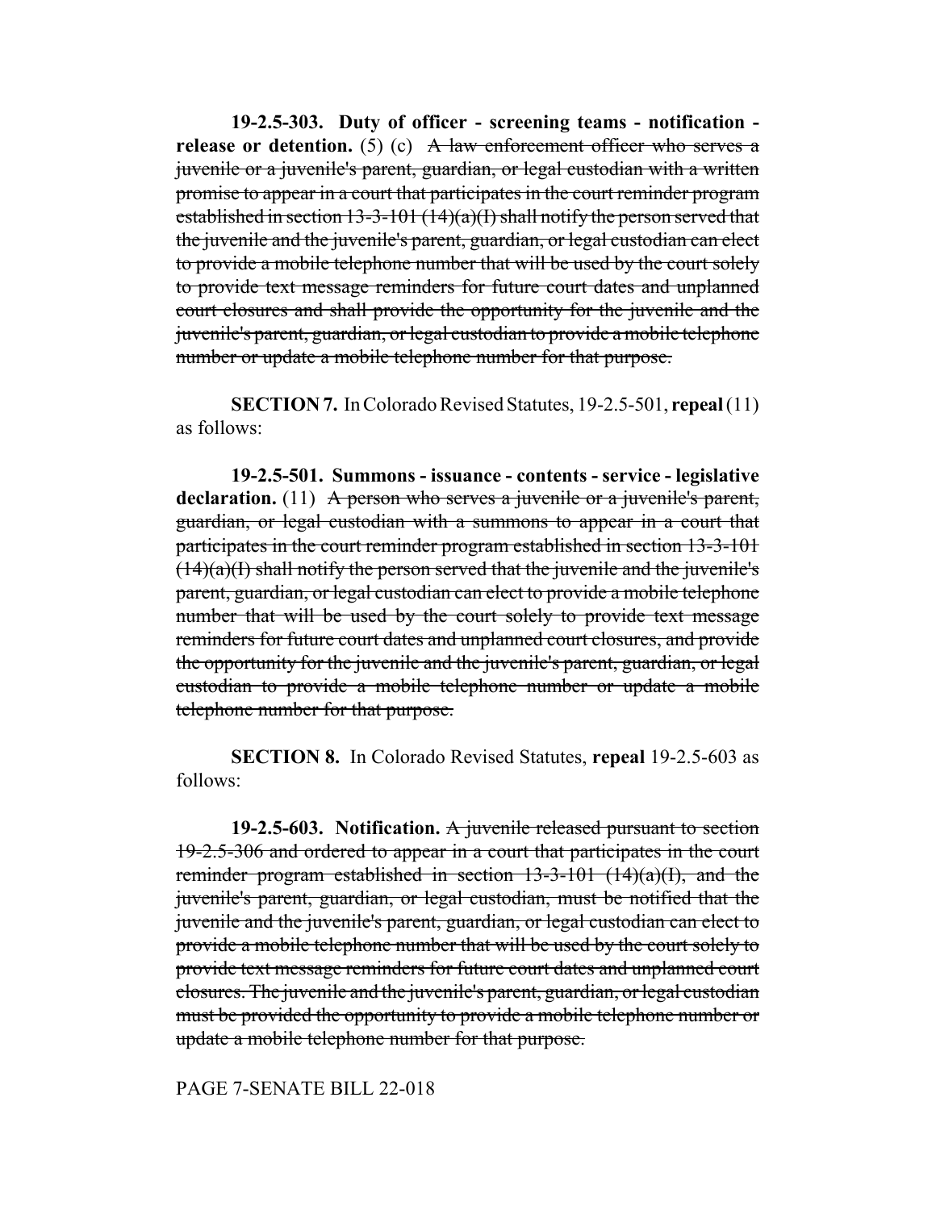**19-2.5-303. Duty of officer - screening teams - notification - release or detention.** (5) (c) ~~A law enforcement officer who serves a juvenile or a juvenile's parent, guardian, or legal custodian with a written promise to appear in a court that participates in the court reminder program established in section 13-3-101 (14)(a)(I) shall notify the person served that the juvenile and the juvenile's parent, guardian, or legal custodian can elect to provide a mobile telephone number that will be used by the court solely to provide text message reminders for future court dates and unplanned court closures and shall provide the opportunity for the juvenile and the juvenile's parent, guardian, or legal custodian to provide a mobile telephone number or update a mobile telephone number for that purpose.~~

**SECTION 7.** In Colorado Revised Statutes, 19-2.5-501, **repeal** (11) as follows:

**19-2.5-501. Summons - issuance - contents - service - legislative declaration.** (11) ~~A person who serves a juvenile or a juvenile's parent, guardian, or legal custodian with a summons to appear in a court that participates in the court reminder program established in section 13-3-101 (14)(a)(I) shall notify the person served that the juvenile and the juvenile's parent, guardian, or legal custodian can elect to provide a mobile telephone number that will be used by the court solely to provide text message reminders for future court dates and unplanned court closures, and provide the opportunity for the juvenile and the juvenile's parent, guardian, or legal custodian to provide a mobile telephone number or update a mobile telephone number for that purpose.~~

**SECTION 8.** In Colorado Revised Statutes, **repeal** 19-2.5-603 as follows:

**19-2.5-603. Notification.** ~~A juvenile released pursuant to section 19-2.5-306 and ordered to appear in a court that participates in the court reminder program established in section 13-3-101 (14)(a)(I), and the juvenile's parent, guardian, or legal custodian, must be notified that the juvenile and the juvenile's parent, guardian, or legal custodian can elect to provide a mobile telephone number that will be used by the court solely to provide text message reminders for future court dates and unplanned court closures. The juvenile and the juvenile's parent, guardian, or legal custodian must be provided the opportunity to provide a mobile telephone number or update a mobile telephone number for that purpose.~~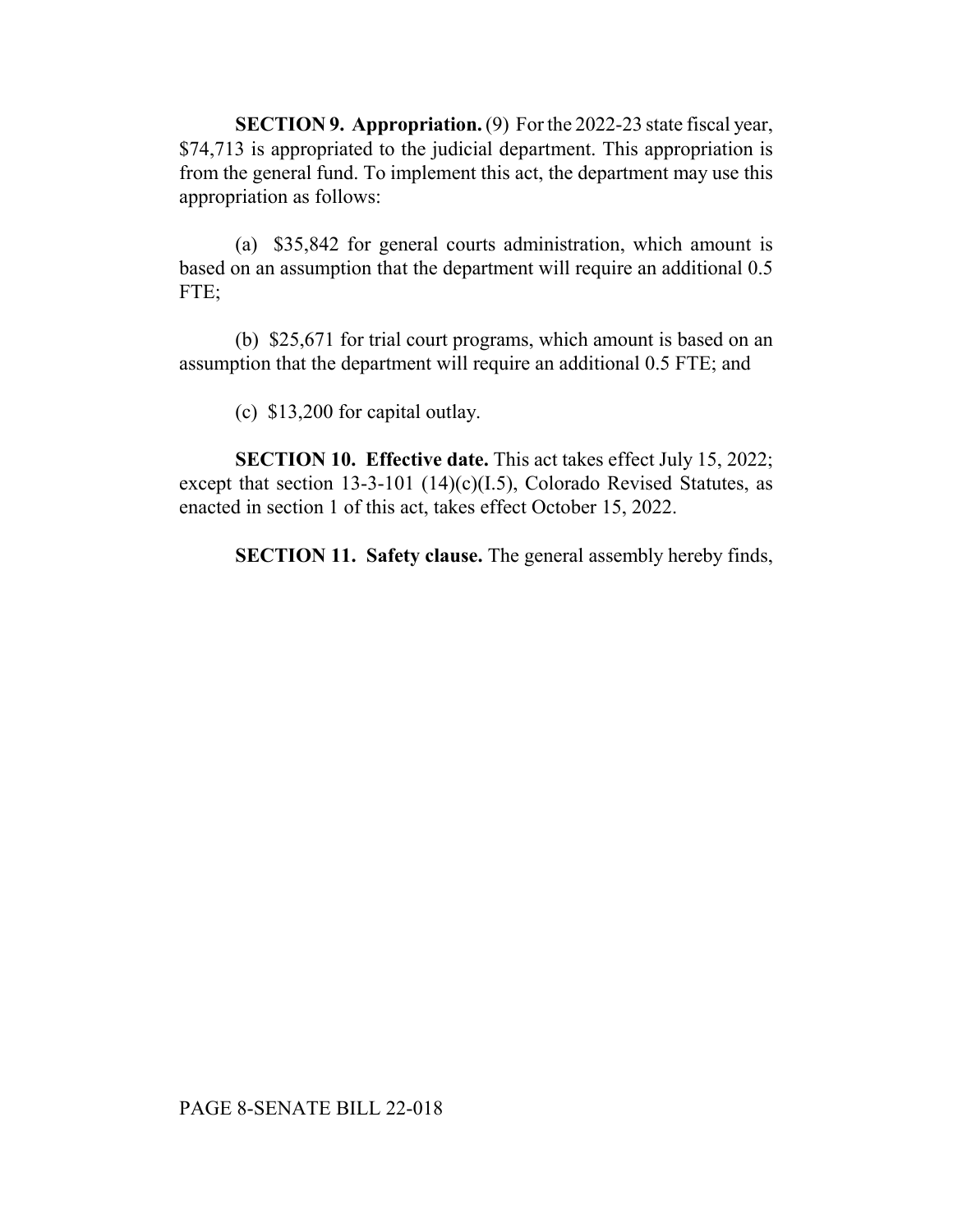**SECTION 9. Appropriation.** (9) For the 2022-23 state fiscal year, $74,713 is appropriated to the judicial department. This appropriation is from the general fund. To implement this act, the department may use this appropriation as follows:

(a) $35,842 for general courts administration, which amount is based on an assumption that the department will require an additional 0.5 FTE;

(b) $25,671 for trial court programs, which amount is based on an assumption that the department will require an additional 0.5 FTE; and

(c) $13,200 for capital outlay.

**SECTION 10. Effective date.** This act takes effect July 15, 2022; except that section 13-3-101 (14)(c)(I.5), Colorado Revised Statutes, as enacted in section 1 of this act, takes effect October 15, 2022.

**SECTION 11. Safety clause.** The general assembly hereby finds,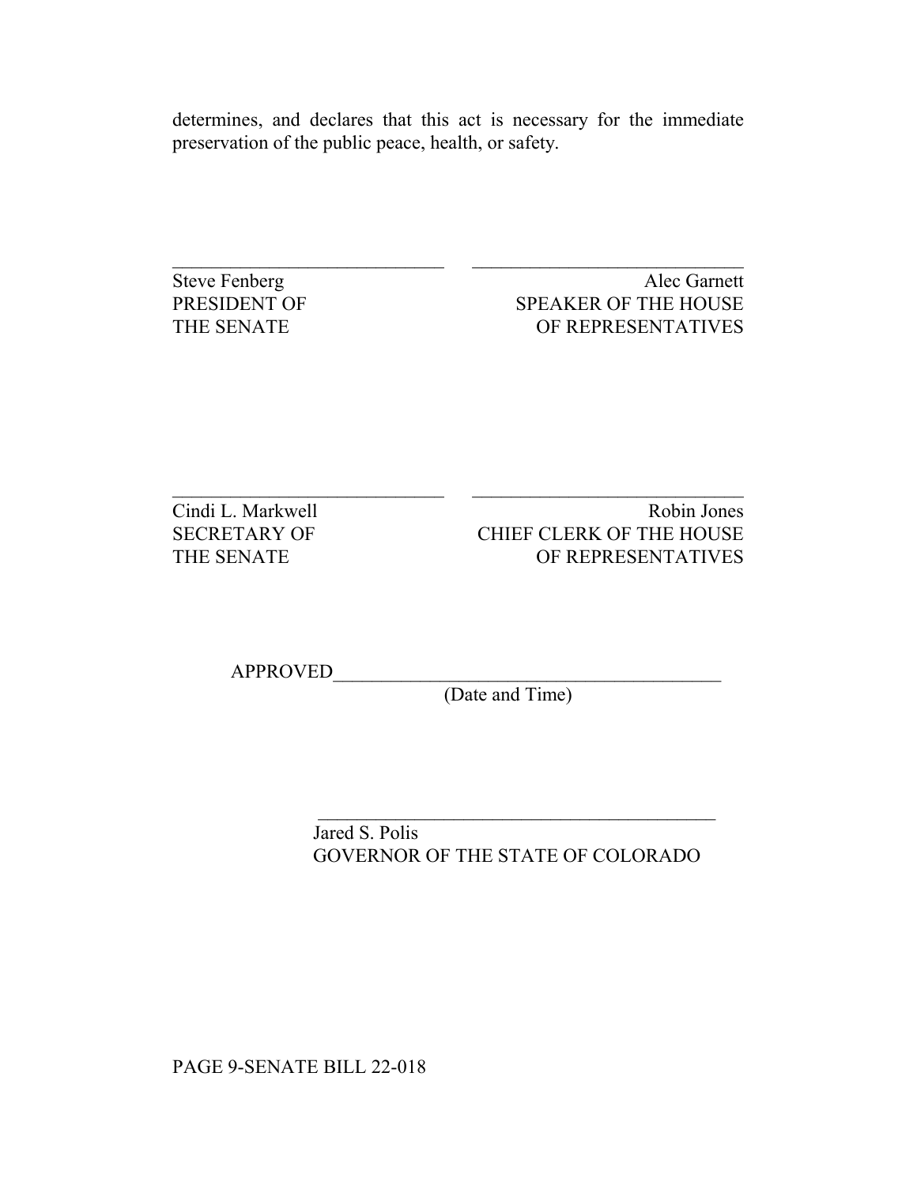determines, and declares that this act is necessary for the immediate preservation of the public peace, health, or safety.

| | |
|---|---|
| ____________________________ | ____________________________ |
| Steve Fenberg | Alec Garnett |
| PRESIDENT OF THE SENATE | SPEAKER OF THE HOUSE OF REPRESENTATIVES |

| | |
|---|---|
| ____________________________ | ____________________________ |
| Cindi L. Markwell | Robin Jones |
| SECRETARY OF THE SENATE | CHIEF CLERK OF THE HOUSE OF REPRESENTATIVES |

APPROVED________________________________________
(Date and Time)

_________________________________________
Jared S. Polis
GOVERNOR OF THE STATE OF COLORADO

PAGE 9-SENATE BILL 22-018